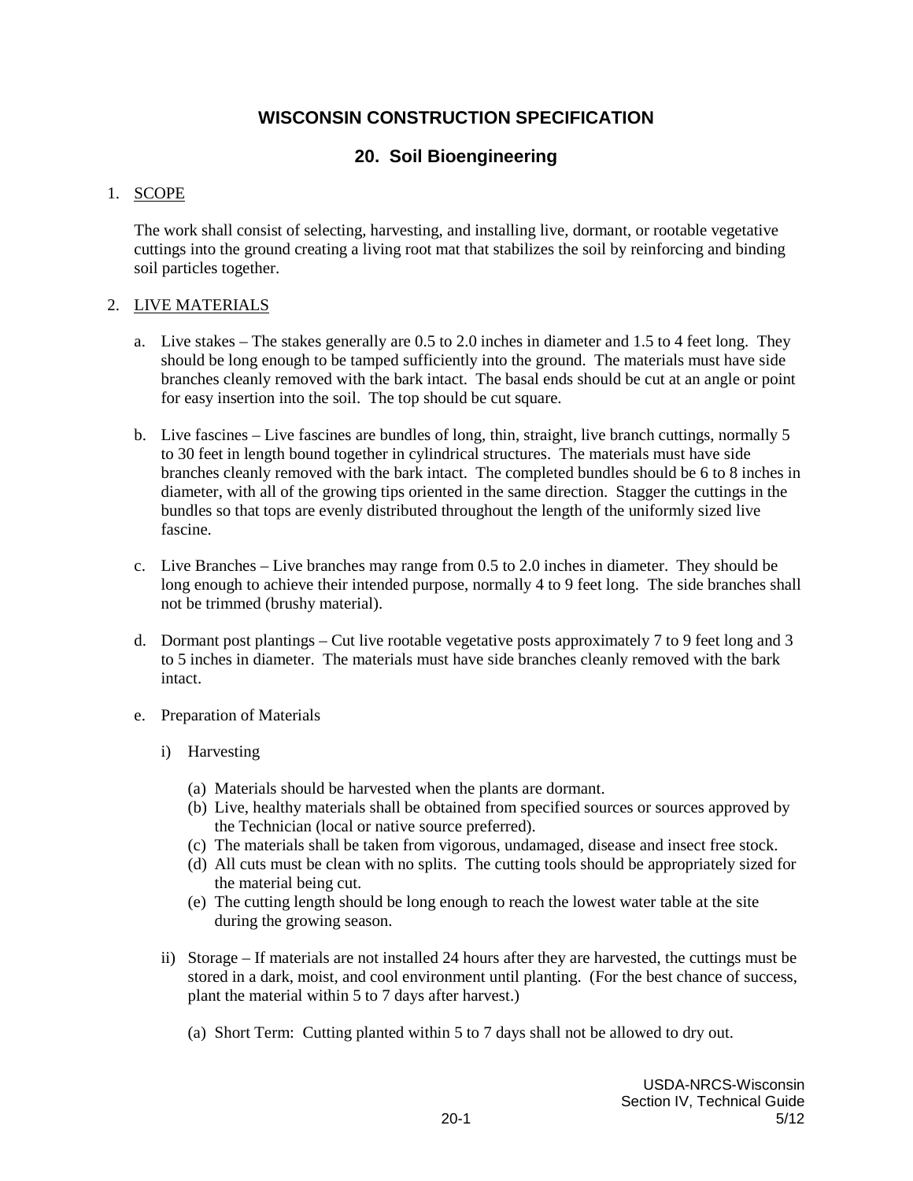# WISCONSIN CONSTRUCTION SPECIFICATION

## 20. Soil Bioengineering

1. SCOPE

   The work shall consist of selecting, harvesting, and installing live, dormant, or rootable vegetative cuttings into the ground creating a living root mat that stabilizes the soil by reinforcing and binding soil particles together.

2. LIVE MATERIALS

   a. Live stakes – The stakes generally are 0.5 to 2.0 inches in diameter and 1.5 to 4 feet long. They should be long enough to be tamped sufficiently into the ground. The materials must have side branches cleanly removed with the bark intact. The basal ends should be cut at an angle or point for easy insertion into the soil. The top should be cut square.

   b. Live fascines – Live fascines are bundles of long, thin, straight, live branch cuttings, normally 5 to 30 feet in length bound together in cylindrical structures. The materials must have side branches cleanly removed with the bark intact. The completed bundles should be 6 to 8 inches in diameter, with all of the growing tips oriented in the same direction. Stagger the cuttings in the bundles so that tops are evenly distributed throughout the length of the uniformly sized live fascine.

   c. Live Branches – Live branches may range from 0.5 to 2.0 inches in diameter. They should be long enough to achieve their intended purpose, normally 4 to 9 feet long. The side branches shall not be trimmed (brushy material).

   d. Dormant post plantings – Cut live rootable vegetative posts approximately 7 to 9 feet long and 3 to 5 inches in diameter. The materials must have side branches cleanly removed with the bark intact.

   e. Preparation of Materials

      i) Harvesting

         (a) Materials should be harvested when the plants are dormant.
         (b) Live, healthy materials shall be obtained from specified sources or sources approved by the Technician (local or native source preferred).
         (c) The materials shall be taken from vigorous, undamaged, disease and insect free stock.
         (d) All cuts must be clean with no splits. The cutting tools should be appropriately sized for the material being cut.
         (e) The cutting length should be long enough to reach the lowest water table at the site during the growing season.

      ii) Storage – If materials are not installed 24 hours after they are harvested, the cuttings must be stored in a dark, moist, and cool environment until planting. (For the best chance of success, plant the material within 5 to 7 days after harvest.)

         (a) Short Term: Cutting planted within 5 to 7 days shall not be allowed to dry out.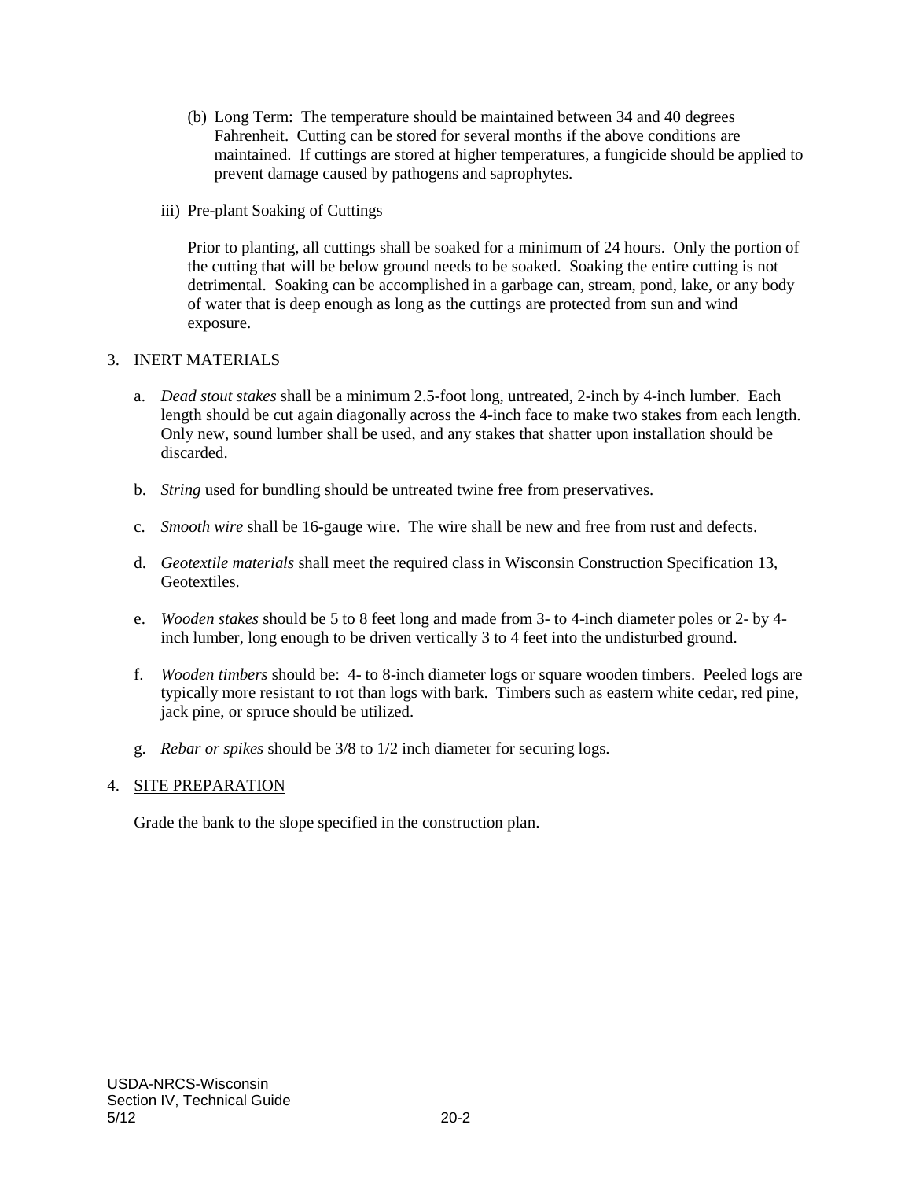(b) Long Term: The temperature should be maintained between 34 and 40 degrees Fahrenheit. Cutting can be stored for several months if the above conditions are maintained. If cuttings are stored at higher temperatures, a fungicide should be applied to prevent damage caused by pathogens and saprophytes.

iii) Pre-plant Soaking of Cuttings

Prior to planting, all cuttings shall be soaked for a minimum of 24 hours. Only the portion of the cutting that will be below ground needs to be soaked. Soaking the entire cutting is not detrimental. Soaking can be accomplished in a garbage can, stream, pond, lake, or any body of water that is deep enough as long as the cuttings are protected from sun and wind exposure.

3. INERT MATERIALS

a. *Dead stout stakes* shall be a minimum 2.5-foot long, untreated, 2-inch by 4-inch lumber. Each length should be cut again diagonally across the 4-inch face to make two stakes from each length. Only new, sound lumber shall be used, and any stakes that shatter upon installation should be discarded.

b. *String* used for bundling should be untreated twine free from preservatives.

c. *Smooth wire* shall be 16-gauge wire. The wire shall be new and free from rust and defects.

d. *Geotextile materials* shall meet the required class in Wisconsin Construction Specification 13, Geotextiles.

e. *Wooden stakes* should be 5 to 8 feet long and made from 3- to 4-inch diameter poles or 2- by 4-inch lumber, long enough to be driven vertically 3 to 4 feet into the undisturbed ground.

f. *Wooden timbers* should be: 4- to 8-inch diameter logs or square wooden timbers. Peeled logs are typically more resistant to rot than logs with bark. Timbers such as eastern white cedar, red pine, jack pine, or spruce should be utilized.

g. *Rebar or spikes* should be 3/8 to 1/2 inch diameter for securing logs.

4. SITE PREPARATION

Grade the bank to the slope specified in the construction plan.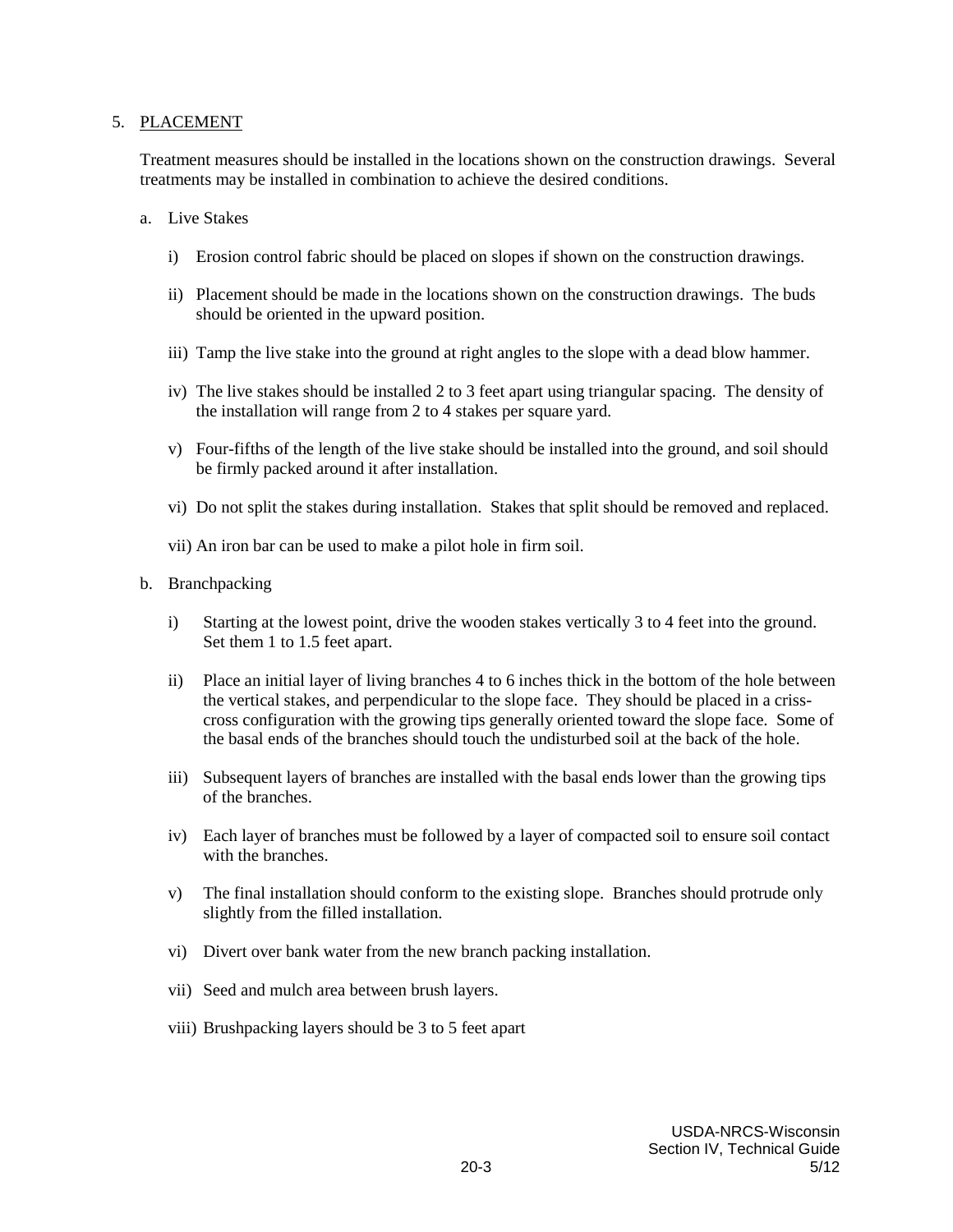5. PLACEMENT

   Treatment measures should be installed in the locations shown on the construction drawings. Several treatments may be installed in combination to achieve the desired conditions.

   a. Live Stakes

      i) Erosion control fabric should be placed on slopes if shown on the construction drawings.

      ii) Placement should be made in the locations shown on the construction drawings. The buds should be oriented in the upward position.

      iii) Tamp the live stake into the ground at right angles to the slope with a dead blow hammer.

      iv) The live stakes should be installed 2 to 3 feet apart using triangular spacing. The density of the installation will range from 2 to 4 stakes per square yard.

      v) Four-fifths of the length of the live stake should be installed into the ground, and soil should be firmly packed around it after installation.

      vi) Do not split the stakes during installation. Stakes that split should be removed and replaced.

      vii) An iron bar can be used to make a pilot hole in firm soil.

   b. Branchpacking

      i) Starting at the lowest point, drive the wooden stakes vertically 3 to 4 feet into the ground. Set them 1 to 1.5 feet apart.

      ii) Place an initial layer of living branches 4 to 6 inches thick in the bottom of the hole between the vertical stakes, and perpendicular to the slope face. They should be placed in a criss-cross configuration with the growing tips generally oriented toward the slope face. Some of the basal ends of the branches should touch the undisturbed soil at the back of the hole.

      iii) Subsequent layers of branches are installed with the basal ends lower than the growing tips of the branches.

      iv) Each layer of branches must be followed by a layer of compacted soil to ensure soil contact with the branches.

      v) The final installation should conform to the existing slope. Branches should protrude only slightly from the filled installation.

      vi) Divert over bank water from the new branch packing installation.

      vii) Seed and mulch area between brush layers.

      viii) Brushpacking layers should be 3 to 5 feet apart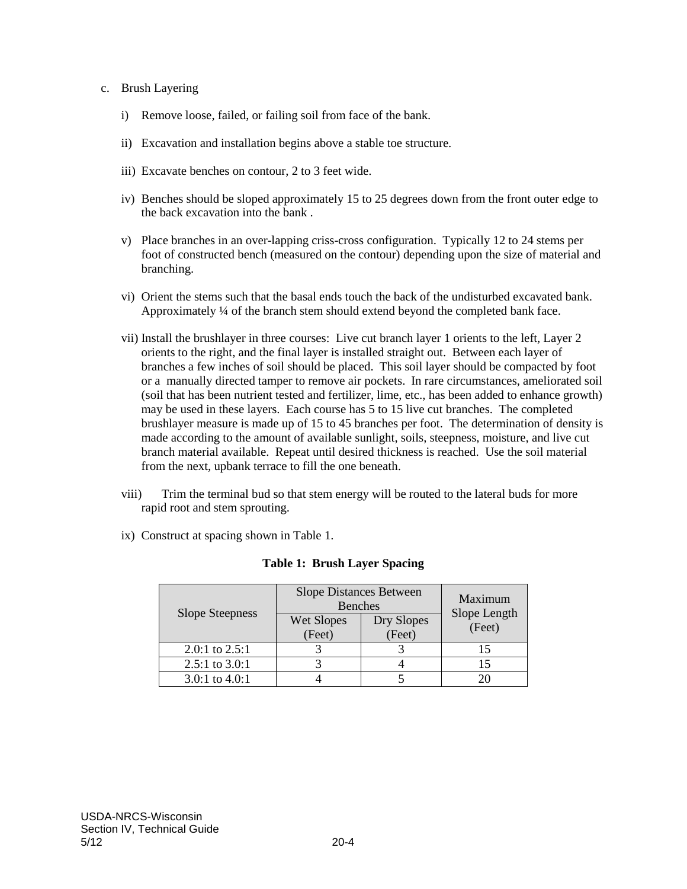c. Brush Layering

   i) Remove loose, failed, or failing soil from face of the bank.

   ii) Excavation and installation begins above a stable toe structure.

   iii) Excavate benches on contour, 2 to 3 feet wide.

   iv) Benches should be sloped approximately 15 to 25 degrees down from the front outer edge to the back excavation into the bank .

   v) Place branches in an over-lapping criss-cross configuration. Typically 12 to 24 stems per foot of constructed bench (measured on the contour) depending upon the size of material and branching.

   vi) Orient the stems such that the basal ends touch the back of the undisturbed excavated bank. Approximately ¼ of the branch stem should extend beyond the completed bank face.

   vii) Install the brushlayer in three courses: Live cut branch layer 1 orients to the left, Layer 2 orients to the right, and the final layer is installed straight out. Between each layer of branches a few inches of soil should be placed. This soil layer should be compacted by foot or a manually directed tamper to remove air pockets. In rare circumstances, ameliorated soil (soil that has been nutrient tested and fertilizer, lime, etc., has been added to enhance growth) may be used in these layers. Each course has 5 to 15 live cut branches. The completed brushlayer measure is made up of 15 to 45 branches per foot. The determination of density is made according to the amount of available sunlight, soils, steepness, moisture, and live cut branch material available. Repeat until desired thickness is reached. Use the soil material from the next, upbank terrace to fill the one beneath.

   viii) Trim the terminal bud so that stem energy will be routed to the lateral buds for more rapid root and stem sprouting.

   ix) Construct at spacing shown in Table 1.

**Table 1: Brush Layer Spacing**

| Slope Steepness | Slope Distances Between Benches | | Maximum Slope Length (Feet) |
|---|---|---|---|
| | Wet Slopes (Feet) | Dry Slopes (Feet) | |
| 2.0:1 to 2.5:1 | 3 | 3 | 15 |
| 2.5:1 to 3.0:1 | 3 | 4 | 15 |
| 3.0:1 to 4.0:1 | 4 | 5 | 20 |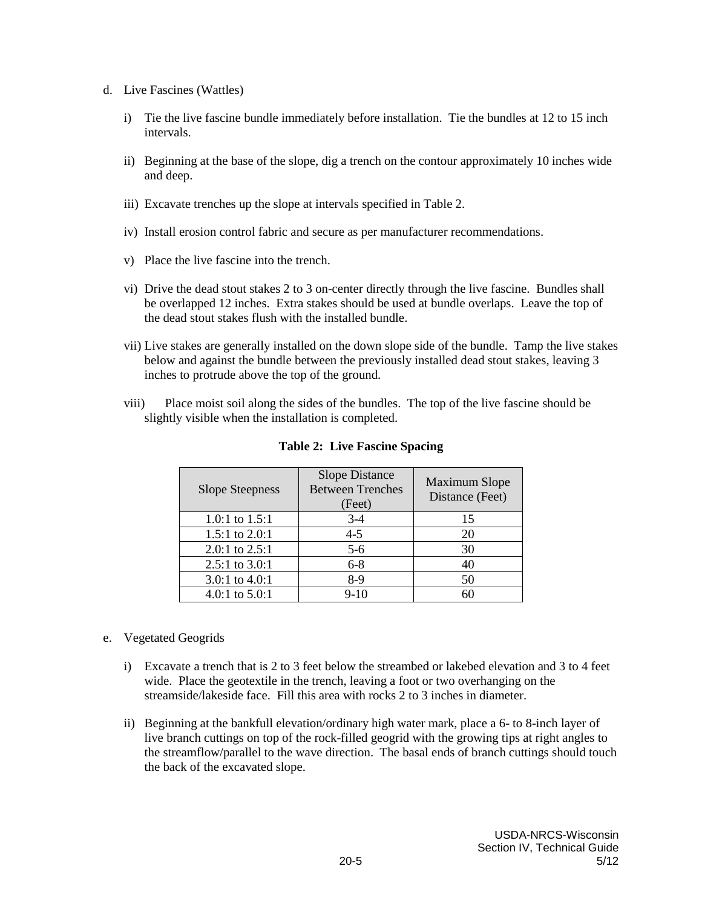d. Live Fascines (Wattles)

   i) Tie the live fascine bundle immediately before installation. Tie the bundles at 12 to 15 inch intervals.

   ii) Beginning at the base of the slope, dig a trench on the contour approximately 10 inches wide and deep.

   iii) Excavate trenches up the slope at intervals specified in Table 2.

   iv) Install erosion control fabric and secure as per manufacturer recommendations.

   v) Place the live fascine into the trench.

   vi) Drive the dead stout stakes 2 to 3 on-center directly through the live fascine. Bundles shall be overlapped 12 inches. Extra stakes should be used at bundle overlaps. Leave the top of the dead stout stakes flush with the installed bundle.

   vii) Live stakes are generally installed on the down slope side of the bundle. Tamp the live stakes below and against the bundle between the previously installed dead stout stakes, leaving 3 inches to protrude above the top of the ground.

   viii) Place moist soil along the sides of the bundles. The top of the live fascine should be slightly visible when the installation is completed.

**Table 2: Live Fascine Spacing**

| Slope Steepness | Slope Distance Between Trenches (Feet) | Maximum Slope Distance (Feet) |
|---|---|---|
| 1.0:1 to 1.5:1 | 3-4 | 15 |
| 1.5:1 to 2.0:1 | 4-5 | 20 |
| 2.0:1 to 2.5:1 | 5-6 | 30 |
| 2.5:1 to 3.0:1 | 6-8 | 40 |
| 3.0:1 to 4.0:1 | 8-9 | 50 |
| 4.0:1 to 5.0:1 | 9-10 | 60 |

e. Vegetated Geogrids

   i) Excavate a trench that is 2 to 3 feet below the streambed or lakebed elevation and 3 to 4 feet wide. Place the geotextile in the trench, leaving a foot or two overhanging on the streamside/lakeside face. Fill this area with rocks 2 to 3 inches in diameter.

   ii) Beginning at the bankfull elevation/ordinary high water mark, place a 6- to 8-inch layer of live branch cuttings on top of the rock-filled geogrid with the growing tips at right angles to the streamflow/parallel to the wave direction. The basal ends of branch cuttings should touch the back of the excavated slope.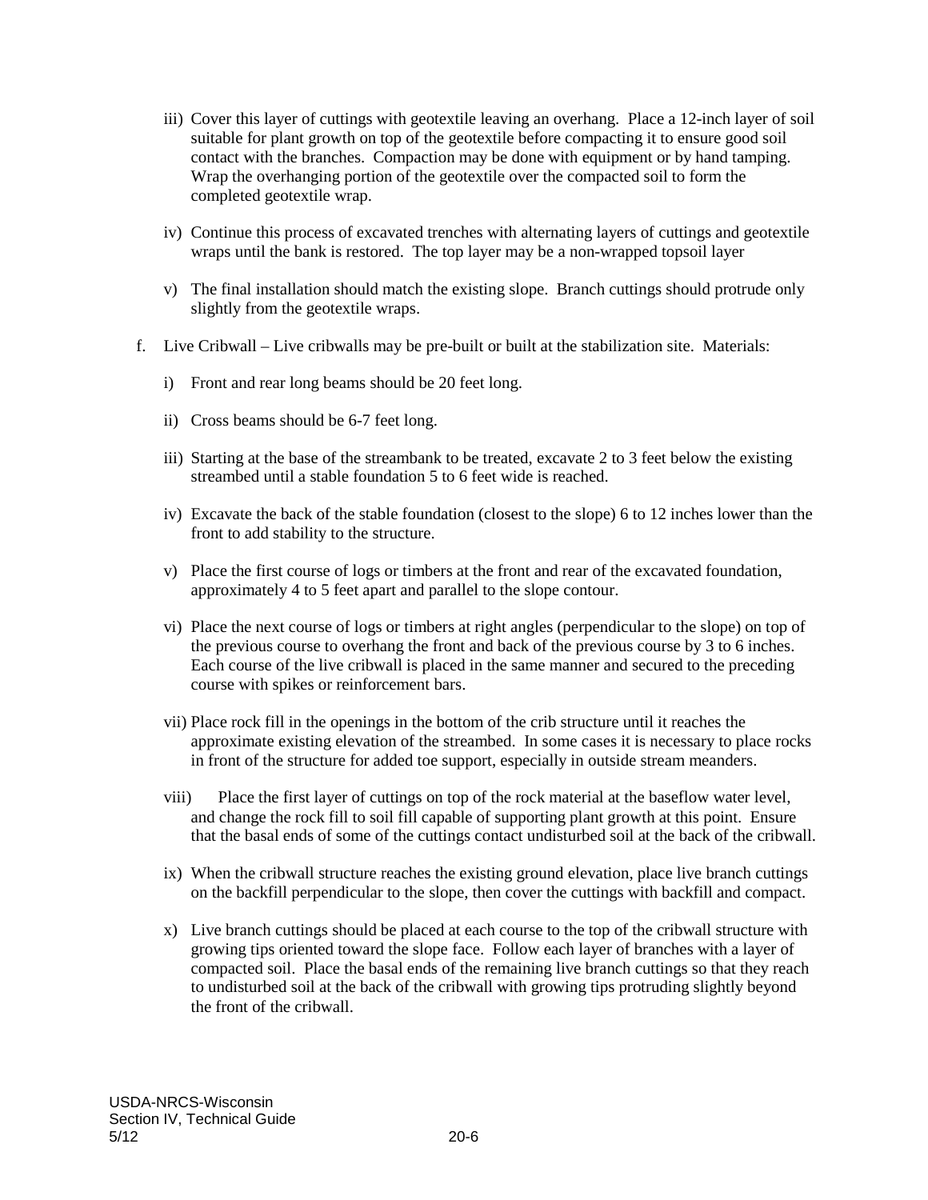iii) Cover this layer of cuttings with geotextile leaving an overhang. Place a 12-inch layer of soil suitable for plant growth on top of the geotextile before compacting it to ensure good soil contact with the branches. Compaction may be done with equipment or by hand tamping. Wrap the overhanging portion of the geotextile over the compacted soil to form the completed geotextile wrap.

iv) Continue this process of excavated trenches with alternating layers of cuttings and geotextile wraps until the bank is restored. The top layer may be a non-wrapped topsoil layer

v) The final installation should match the existing slope. Branch cuttings should protrude only slightly from the geotextile wraps.

f. Live Cribwall – Live cribwalls may be pre-built or built at the stabilization site. Materials:

i) Front and rear long beams should be 20 feet long.

ii) Cross beams should be 6-7 feet long.

iii) Starting at the base of the streambank to be treated, excavate 2 to 3 feet below the existing streambed until a stable foundation 5 to 6 feet wide is reached.

iv) Excavate the back of the stable foundation (closest to the slope) 6 to 12 inches lower than the front to add stability to the structure.

v) Place the first course of logs or timbers at the front and rear of the excavated foundation, approximately 4 to 5 feet apart and parallel to the slope contour.

vi) Place the next course of logs or timbers at right angles (perpendicular to the slope) on top of the previous course to overhang the front and back of the previous course by 3 to 6 inches. Each course of the live cribwall is placed in the same manner and secured to the preceding course with spikes or reinforcement bars.

vii) Place rock fill in the openings in the bottom of the crib structure until it reaches the approximate existing elevation of the streambed. In some cases it is necessary to place rocks in front of the structure for added toe support, especially in outside stream meanders.

viii) Place the first layer of cuttings on top of the rock material at the baseflow water level, and change the rock fill to soil fill capable of supporting plant growth at this point. Ensure that the basal ends of some of the cuttings contact undisturbed soil at the back of the cribwall.

ix) When the cribwall structure reaches the existing ground elevation, place live branch cuttings on the backfill perpendicular to the slope, then cover the cuttings with backfill and compact.

x) Live branch cuttings should be placed at each course to the top of the cribwall structure with growing tips oriented toward the slope face. Follow each layer of branches with a layer of compacted soil. Place the basal ends of the remaining live branch cuttings so that they reach to undisturbed soil at the back of the cribwall with growing tips protruding slightly beyond the front of the cribwall.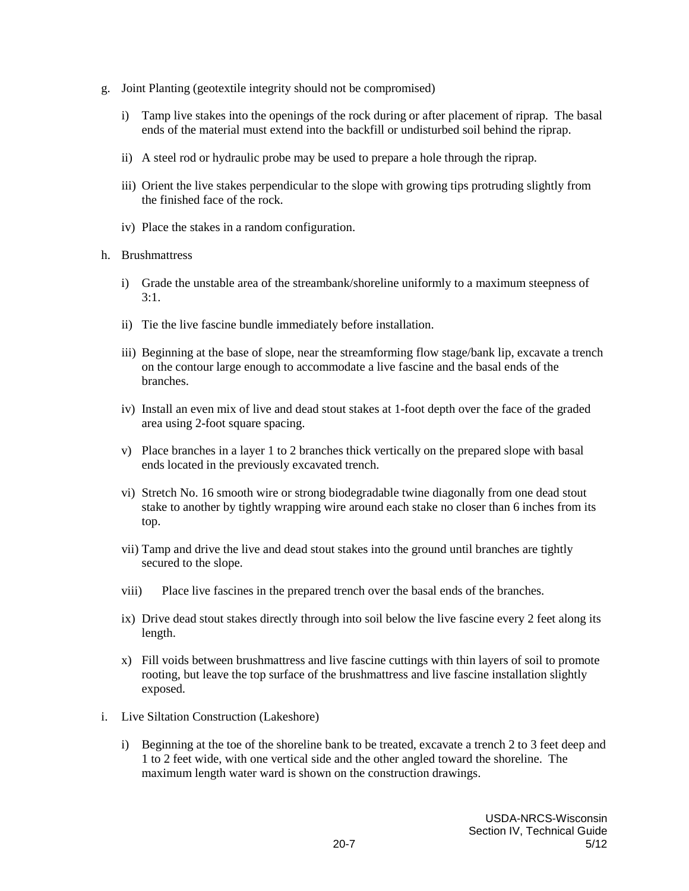g. Joint Planting (geotextile integrity should not be compromised)

   i) Tamp live stakes into the openings of the rock during or after placement of riprap. The basal ends of the material must extend into the backfill or undisturbed soil behind the riprap.

   ii) A steel rod or hydraulic probe may be used to prepare a hole through the riprap.

   iii) Orient the live stakes perpendicular to the slope with growing tips protruding slightly from the finished face of the rock.

   iv) Place the stakes in a random configuration.

h. Brushmattress

   i) Grade the unstable area of the streambank/shoreline uniformly to a maximum steepness of 3:1.

   ii) Tie the live fascine bundle immediately before installation.

   iii) Beginning at the base of slope, near the streamforming flow stage/bank lip, excavate a trench on the contour large enough to accommodate a live fascine and the basal ends of the branches.

   iv) Install an even mix of live and dead stout stakes at 1-foot depth over the face of the graded area using 2-foot square spacing.

   v) Place branches in a layer 1 to 2 branches thick vertically on the prepared slope with basal ends located in the previously excavated trench.

   vi) Stretch No. 16 smooth wire or strong biodegradable twine diagonally from one dead stout stake to another by tightly wrapping wire around each stake no closer than 6 inches from its top.

   vii) Tamp and drive the live and dead stout stakes into the ground until branches are tightly secured to the slope.

   viii) Place live fascines in the prepared trench over the basal ends of the branches.

   ix) Drive dead stout stakes directly through into soil below the live fascine every 2 feet along its length.

   x) Fill voids between brushmattress and live fascine cuttings with thin layers of soil to promote rooting, but leave the top surface of the brushmattress and live fascine installation slightly exposed.

i. Live Siltation Construction (Lakeshore)

   i) Beginning at the toe of the shoreline bank to be treated, excavate a trench 2 to 3 feet deep and 1 to 2 feet wide, with one vertical side and the other angled toward the shoreline. The maximum length water ward is shown on the construction drawings.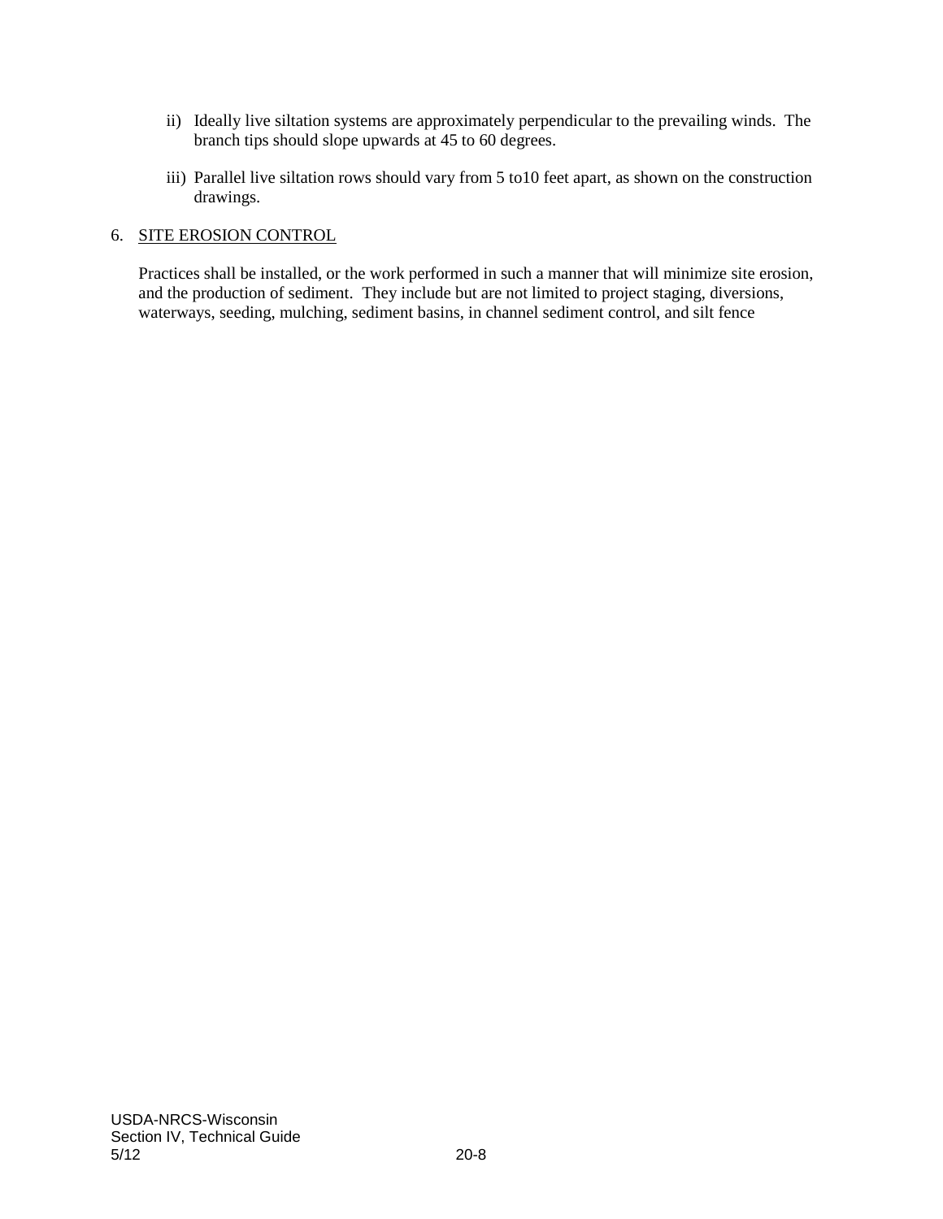ii) Ideally live siltation systems are approximately perpendicular to the prevailing winds. The branch tips should slope upwards at 45 to 60 degrees.

iii) Parallel live siltation rows should vary from 5 to10 feet apart, as shown on the construction drawings.

6. <u>SITE EROSION CONTROL</u>

Practices shall be installed, or the work performed in such a manner that will minimize site erosion, and the production of sediment. They include but are not limited to project staging, diversions, waterways, seeding, mulching, sediment basins, in channel sediment control, and silt fence